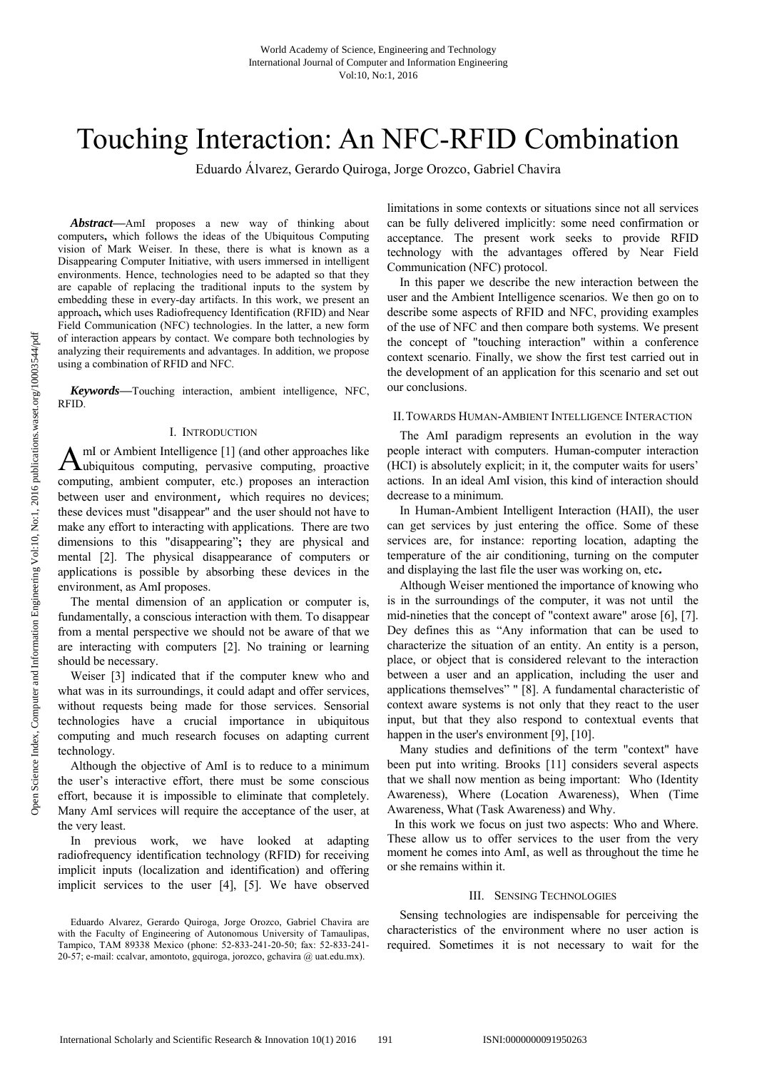# Touching Interaction: An NFC-RFID Combination

Eduardo Álvarez, Gerardo Quiroga, Jorge Orozco, Gabriel Chavira

***Abstract*—**AmI proposes a new way of thinking about computers**,** which follows the ideas of the Ubiquitous Computing vision of Mark Weiser. In these, there is what is known as a Disappearing Computer Initiative, with users immersed in intelligent environments. Hence, technologies need to be adapted so that they are capable of replacing the traditional inputs to the system by embedding these in every-day artifacts. In this work, we present an approach**,** which uses Radiofrequency Identification (RFID) and Near Field Communication (NFC) technologies. In the latter, a new form of interaction appears by contact. We compare both technologies by analyzing their requirements and advantages. In addition, we propose using a combination of RFID and NFC.

***Keywords*—**Touching interaction, ambient intelligence, NFC, RFID.

## I. Introduction

AmI or Ambient Intelligence [1] (and other approaches like ubiquitous computing, pervasive computing, proactive computing, ambient computer, etc.) proposes an interaction between user and environment, which requires no devices; these devices must "disappear" and the user should not have to make any effort to interacting with applications. There are two dimensions to this "disappearing"**;** they are physical and mental [2]. The physical disappearance of computers or applications is possible by absorbing these devices in the environment, as AmI proposes.

The mental dimension of an application or computer is, fundamentally, a conscious interaction with them. To disappear from a mental perspective we should not be aware of that we are interacting with computers [2]. No training or learning should be necessary.

Weiser [3] indicated that if the computer knew who and what was in its surroundings, it could adapt and offer services, without requests being made for those services. Sensorial technologies have a crucial importance in ubiquitous computing and much research focuses on adapting current technology.

Although the objective of AmI is to reduce to a minimum the user's interactive effort, there must be some conscious effort, because it is impossible to eliminate that completely. Many AmI services will require the acceptance of the user, at the very least.

In previous work, we have looked at adapting radiofrequency identification technology (RFID) for receiving implicit inputs (localization and identification) and offering implicit services to the user [4], [5]. We have observed limitations in some contexts or situations since not all services can be fully delivered implicitly: some need confirmation or acceptance. The present work seeks to provide RFID technology with the advantages offered by Near Field Communication (NFC) protocol.

In this paper we describe the new interaction between the user and the Ambient Intelligence scenarios. We then go on to describe some aspects of RFID and NFC, providing examples of the use of NFC and then compare both systems. We present the concept of "touching interaction" within a conference context scenario. Finally, we show the first test carried out in the development of an application for this scenario and set out our conclusions.

## II. Towards Human-Ambient Intelligence Interaction

The AmI paradigm represents an evolution in the way people interact with computers. Human-computer interaction (HCI) is absolutely explicit; in it, the computer waits for users' actions. In an ideal AmI vision, this kind of interaction should decrease to a minimum.

In Human-Ambient Intelligent Interaction (HAII), the user can get services by just entering the office. Some of these services are, for instance: reporting location, adapting the temperature of the air conditioning, turning on the computer and displaying the last file the user was working on, etc**.**

Although Weiser mentioned the importance of knowing who is in the surroundings of the computer, it was not until the mid-nineties that the concept of "context aware" arose [6], [7]. Dey defines this as "Any information that can be used to characterize the situation of an entity. An entity is a person, place, or object that is considered relevant to the interaction between a user and an application, including the user and applications themselves" " [8]. A fundamental characteristic of context aware systems is not only that they react to the user input, but that they also respond to contextual events that happen in the user's environment [9], [10].

Many studies and definitions of the term "context" have been put into writing. Brooks [11] considers several aspects that we shall now mention as being important: Who (Identity Awareness), Where (Location Awareness), When (Time Awareness, What (Task Awareness) and Why.

In this work we focus on just two aspects: Who and Where. These allow us to offer services to the user from the very moment he comes into AmI, as well as throughout the time he or she remains within it.

## III. Sensing Technologies

Sensing technologies are indispensable for perceiving the characteristics of the environment where no user action is required. Sometimes it is not necessary to wait for the

Eduardo Alvarez, Gerardo Quiroga, Jorge Orozco, Gabriel Chavira are with the Faculty of Engineering of Autonomous University of Tamaulipas, Tampico, TAM 89338 Mexico (phone: 52-833-241-20-50; fax: 52-833-241-20-57; e-mail: ccalvar, amontoto, gquiroga, jorozco, gchavira @ uat.edu.mx).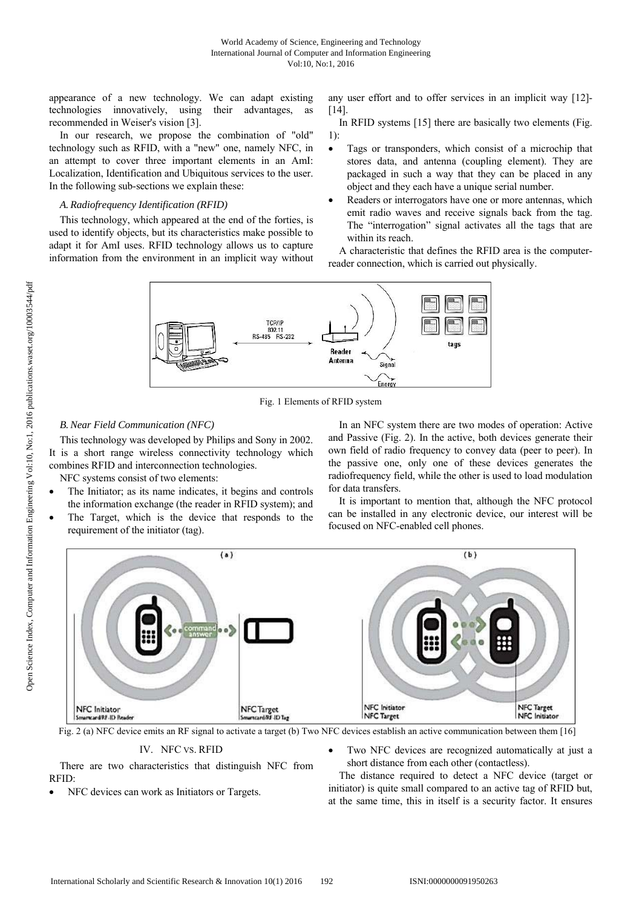appearance of a new technology. We can adapt existing technologies innovatively, using their advantages, as recommended in Weiser's vision [3].

In our research, we propose the combination of "old" technology such as RFID, with a "new" one, namely NFC, in an attempt to cover three important elements in an AmI: Localization, Identification and Ubiquitous services to the user. In the following sub-sections we explain these:

### *A. Radiofrequency Identification (RFID)*

This technology, which appeared at the end of the forties, is used to identify objects, but its characteristics make possible to adapt it for AmI uses. RFID technology allows us to capture information from the environment in an implicit way without any user effort and to offer services in an implicit way [12]-[14].

In RFID systems [15] there are basically two elements (Fig. 1):

- Tags or transponders, which consist of a microchip that stores data, and antenna (coupling element). They are packaged in such a way that they can be placed in any object and they each have a unique serial number.
- Readers or interrogators have one or more antennas, which emit radio waves and receive signals back from the tag. The "interrogation" signal activates all the tags that are within its reach.

A characteristic that defines the RFID area is the computer-reader connection, which is carried out physically.

Fig. 1 Elements of RFID system

### *B. Near Field Communication (NFC)*

This technology was developed by Philips and Sony in 2002. It is a short range wireless connectivity technology which combines RFID and interconnection technologies.

NFC systems consist of two elements:

- The Initiator; as its name indicates, it begins and controls the information exchange (the reader in RFID system); and
- The Target, which is the device that responds to the requirement of the initiator (tag).

In an NFC system there are two modes of operation: Active and Passive (Fig. 2). In the active, both devices generate their own field of radio frequency to convey data (peer to peer). In the passive one, only one of these devices generates the radiofrequency field, while the other is used to load modulation for data transfers.

It is important to mention that, although the NFC protocol can be installed in any electronic device, our interest will be focused on NFC-enabled cell phones.

Fig. 2 (a) NFC device emits an RF signal to activate a target (b) Two NFC devices establish an active communication between them [16]

## IV. NFC VS. RFID

There are two characteristics that distinguish NFC from RFID:

- NFC devices can work as Initiators or Targets.
- Two NFC devices are recognized automatically at just a short distance from each other (contactless).

The distance required to detect a NFC device (target or initiator) is quite small compared to an active tag of RFID but, at the same time, this in itself is a security factor. It ensures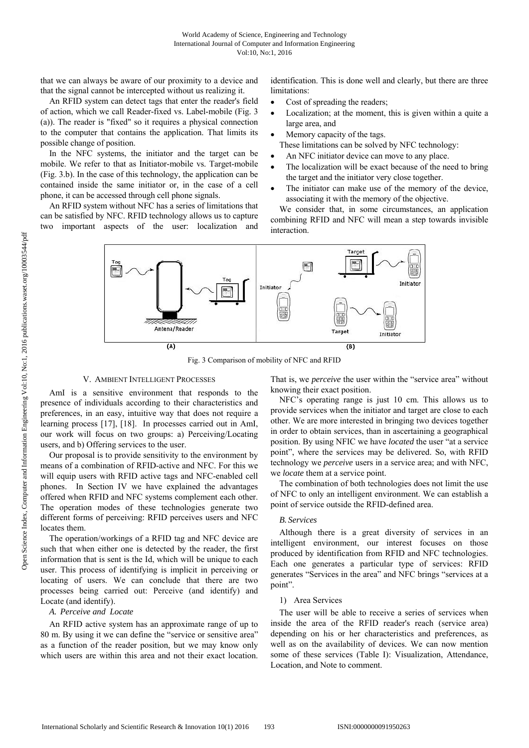that we can always be aware of our proximity to a device and that the signal cannot be intercepted without us realizing it.

An RFID system can detect tags that enter the reader's field of action, which we call Reader-fixed vs. Label-mobile (Fig. 3 (a)). The reader is "fixed" so it requires a physical connection to the computer that contains the application. That limits its possible change of position.

In the NFC systems, the initiator and the target can be mobile. We refer to that as Initiator-mobile vs. Target-mobile (Fig. 3.b). In the case of this technology, the application can be contained inside the same initiator or, in the case of a cell phone, it can be accessed through cell phone signals.

An RFID system without NFC has a series of limitations that can be satisfied by NFC. RFID technology allows us to capture two important aspects of the user: localization and identification. This is done well and clearly, but there are three limitations:

- Cost of spreading the readers;
- Localization; at the moment, this is given within a quite a large area, and
- Memory capacity of the tags.

These limitations can be solved by NFC technology:

- An NFC initiator device can move to any place.
- The localization will be exact because of the need to bring the target and the initiator very close together.
- The initiator can make use of the memory of the device, associating it with the memory of the objective.

We consider that, in some circumstances, an application combining RFID and NFC will mean a step towards invisible interaction.

Fig. 3 Comparison of mobility of NFC and RFID

## V. Ambient Intelligent Processes

AmI is a sensitive environment that responds to the presence of individuals according to their characteristics and preferences, in an easy, intuitive way that does not require a learning process [17], [18]. In processes carried out in AmI, our work will focus on two groups: a) Perceiving/Locating users, and b) Offering services to the user.

Our proposal is to provide sensitivity to the environment by means of a combination of RFID-active and NFC. For this we will equip users with RFID active tags and NFC-enabled cell phones. In Section IV we have explained the advantages offered when RFID and NFC systems complement each other. The operation modes of these technologies generate two different forms of perceiving: RFID perceives users and NFC locates them.

The operation/workings of a RFID tag and NFC device are such that when either one is detected by the reader, the first information that is sent is the Id, which will be unique to each user. This process of identifying is implicit in perceiving or locating of users. We can conclude that there are two processes being carried out: Perceive (and identify) and Locate (and identify).

### *A. Perceive and Locate*

An RFID active system has an approximate range of up to 80 m. By using it we can define the "service or sensitive area" as a function of the reader position, but we may know only which users are within this area and not their exact location. That is, we *perceive* the user within the "service area" without knowing their exact position.

NFC's operating range is just 10 cm. This allows us to provide services when the initiator and target are close to each other. We are more interested in bringing two devices together in order to obtain services, than in ascertaining a geographical position. By using NFIC we have *located* the user "at a service point", where the services may be delivered. So, with RFID technology we *perceive* users in a service area; and with NFC, we *locate* them at a service point.

The combination of both technologies does not limit the use of NFC to only an intelligent environment. We can establish a point of service outside the RFID-defined area.

### *B. Services*

Although there is a great diversity of services in an intelligent environment, our interest focuses on those produced by identification from RFID and NFC technologies. Each one generates a particular type of services: RFID generates "Services in the area" and NFC brings "services at a point".

#### 1) Area Services

The user will be able to receive a series of services when inside the area of the RFID reader's reach (service area) depending on his or her characteristics and preferences, as well as on the availability of devices. We can now mention some of these services (Table I): Visualization, Attendance, Location, and Note to comment.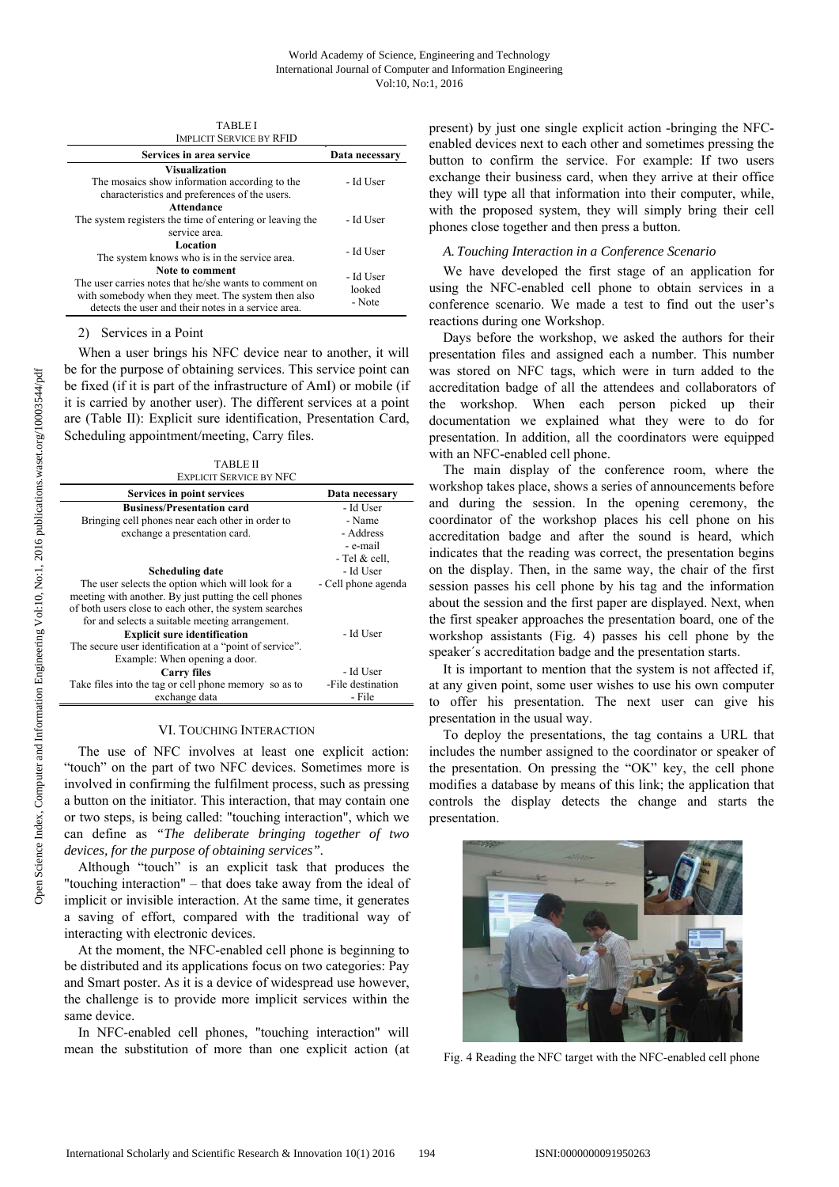TABLE I
IMPLICIT SERVICE BY RFID

| Services in area service | Data necessary |
|---|---|
| **Visualization**<br>The mosaics show information according to the characteristics and preferences of the users. | - Id User |
| **Attendance**<br>The system registers the time of entering or leaving the service area. | - Id User |
| **Location**<br>The system knows who is in the service area. | - Id User |
| **Note to comment**<br>The user carries notes that he/she wants to comment on with somebody when they meet. The system then also detects the user and their notes in a service area. | - Id User<br>looked<br>- Note |

2) Services in a Point

When a user brings his NFC device near to another, it will be for the purpose of obtaining services. This service point can be fixed (if it is part of the infrastructure of AmI) or mobile (if it is carried by another user). The different services at a point are (Table II): Explicit sure identification, Presentation Card, Scheduling appointment/meeting, Carry files.

TABLE II
EXPLICIT SERVICE BY NFC

| Services in point services | Data necessary |
|---|---|
| **Business/Presentation card**<br>Bringing cell phones near each other in order to exchange a presentation card. | - Id User<br>- Name<br>- Address<br>- e-mail<br>- Tel & cell, |
| **Scheduling date**<br>The user selects the option which will look for a meeting with another. By just putting the cell phones of both users close to each other, the system searches for and selects a suitable meeting arrangement. | - Id User<br>- Cell phone agenda |
| **Explicit sure identification**<br>The secure user identification at a "point of service". Example: When opening a door. | - Id User |
| **Carry files**<br>Take files into the tag or cell phone memory so as to exchange data | - Id User<br>-File destination<br>- File |

## VI. Touching Interaction

The use of NFC involves at least one explicit action: "touch" on the part of two NFC devices. Sometimes more is involved in confirming the fulfilment process, such as pressing a button on the initiator. This interaction, that may contain one or two steps, is being called: "touching interaction", which we can define as *"The deliberate bringing together of two devices, for the purpose of obtaining services"*.

Although "touch" is an explicit task that produces the "touching interaction" – that does take away from the ideal of implicit or invisible interaction. At the same time, it generates a saving of effort, compared with the traditional way of interacting with electronic devices.

At the moment, the NFC-enabled cell phone is beginning to be distributed and its applications focus on two categories: Pay and Smart poster. As it is a device of widespread use however, the challenge is to provide more implicit services within the same device.

In NFC-enabled cell phones, "touching interaction" will mean the substitution of more than one explicit action (at present) by just one single explicit action -bringing the NFC-enabled devices next to each other and sometimes pressing the button to confirm the service. For example: If two users exchange their business card, when they arrive at their office they will type all that information into their computer, while, with the proposed system, they will simply bring their cell phones close together and then press a button.

### *A. Touching Interaction in a Conference Scenario*

We have developed the first stage of an application for using the NFC-enabled cell phone to obtain services in a conference scenario. We made a test to find out the user's reactions during one Workshop.

Days before the workshop, we asked the authors for their presentation files and assigned each a number. This number was stored on NFC tags, which were in turn added to the accreditation badge of all the attendees and collaborators of the workshop. When each person picked up their documentation we explained what they were to do for presentation. In addition, all the coordinators were equipped with an NFC-enabled cell phone.

The main display of the conference room, where the workshop takes place, shows a series of announcements before and during the session. In the opening ceremony, the coordinator of the workshop places his cell phone on his accreditation badge and after the sound is heard, which indicates that the reading was correct, the presentation begins on the display. Then, in the same way, the chair of the first session passes his cell phone by his tag and the information about the session and the first paper are displayed. Next, when the first speaker approaches the presentation board, one of the workshop assistants (Fig. 4) passes his cell phone by the speaker´s accreditation badge and the presentation starts.

It is important to mention that the system is not affected if, at any given point, some user wishes to use his own computer to offer his presentation. The next user can give his presentation in the usual way.

To deploy the presentations, the tag contains a URL that includes the number assigned to the coordinator or speaker of the presentation. On pressing the "OK" key, the cell phone modifies a database by means of this link; the application that controls the display detects the change and starts the presentation.

Fig. 4 Reading the NFC target with the NFC-enabled cell phone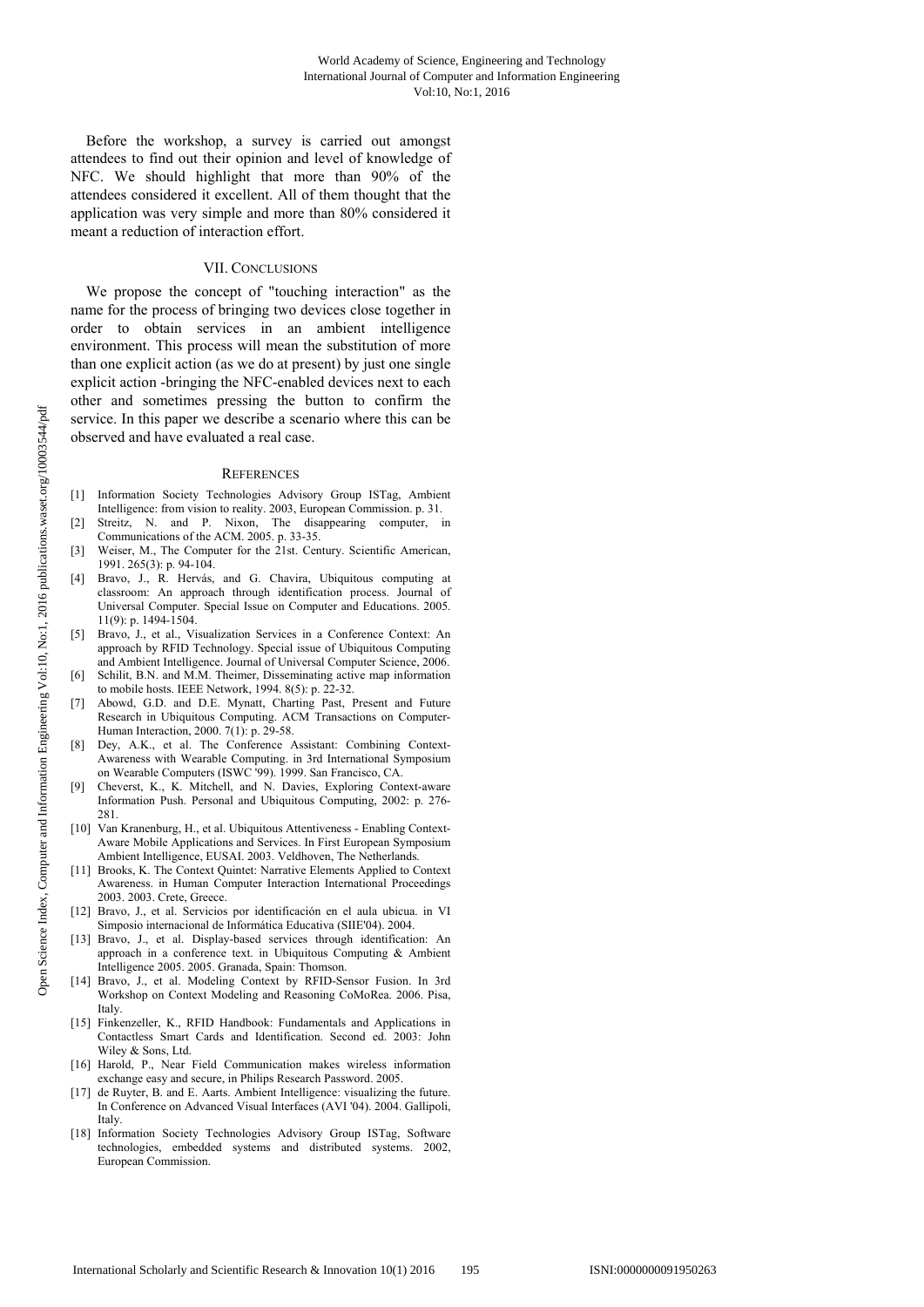Before the workshop, a survey is carried out amongst attendees to find out their opinion and level of knowledge of NFC. We should highlight that more than 90% of the attendees considered it excellent. All of them thought that the application was very simple and more than 80% considered it meant a reduction of interaction effort.

## VII. Conclusions

We propose the concept of "touching interaction" as the name for the process of bringing two devices close together in order to obtain services in an ambient intelligence environment. This process will mean the substitution of more than one explicit action (as we do at present) by just one single explicit action -bringing the NFC-enabled devices next to each other and sometimes pressing the button to confirm the service. In this paper we describe a scenario where this can be observed and have evaluated a real case.

## References

[1] Information Society Technologies Advisory Group ISTag, Ambient Intelligence: from vision to reality. 2003, European Commission. p. 31.

[2] Streitz, N. and P. Nixon, The disappearing computer, in Communications of the ACM. 2005. p. 33-35.

[3] Weiser, M., The Computer for the 21st. Century. Scientific American, 1991. 265(3): p. 94-104.

[4] Bravo, J., R. Hervás, and G. Chavira, Ubiquitous computing at classroom: An approach through identification process. Journal of Universal Computer. Special Issue on Computer and Educations. 2005. 11(9): p. 1494-1504.

[5] Bravo, J., et al., Visualization Services in a Conference Context: An approach by RFID Technology. Special issue of Ubiquitous Computing and Ambient Intelligence. Journal of Universal Computer Science, 2006.

[6] Schilit, B.N. and M.M. Theimer, Disseminating active map information to mobile hosts. IEEE Network, 1994. 8(5): p. 22-32.

[7] Abowd, G.D. and D.E. Mynatt, Charting Past, Present and Future Research in Ubiquitous Computing. ACM Transactions on Computer-Human Interaction, 2000. 7(1): p. 29-58.

[8] Dey, A.K., et al. The Conference Assistant: Combining Context-Awareness with Wearable Computing. in 3rd International Symposium on Wearable Computers (ISWC '99). 1999. San Francisco, CA.

[9] Cheverst, K., K. Mitchell, and N. Davies, Exploring Context-aware Information Push. Personal and Ubiquitous Computing, 2002: p. 276-281.

[10] Van Kranenburg, H., et al. Ubiquitous Attentiveness - Enabling Context-Aware Mobile Applications and Services. In First European Symposium Ambient Intelligence, EUSAI. 2003. Veldhoven, The Netherlands.

[11] Brooks, K. The Context Quintet: Narrative Elements Applied to Context Awareness. in Human Computer Interaction International Proceedings 2003. 2003. Crete, Greece.

[12] Bravo, J., et al. Servicios por identificación en el aula ubicua. in VI Simposio internacional de Informática Educativa (SIIE'04). 2004.

[13] Bravo, J., et al. Display-based services through identification: An approach in a conference text. in Ubiquitous Computing & Ambient Intelligence 2005. 2005. Granada, Spain: Thomson.

[14] Bravo, J., et al. Modeling Context by RFID-Sensor Fusion. In 3rd Workshop on Context Modeling and Reasoning CoMoRea. 2006. Pisa, Italy.

[15] Finkenzeller, K., RFID Handbook: Fundamentals and Applications in Contactless Smart Cards and Identification. Second ed. 2003: John Wiley & Sons, Ltd.

[16] Harold, P., Near Field Communication makes wireless information exchange easy and secure, in Philips Research Password. 2005.

[17] de Ruyter, B. and E. Aarts. Ambient Intelligence: visualizing the future. In Conference on Advanced Visual Interfaces (AVI '04). 2004. Gallipoli, Italy.

[18] Information Society Technologies Advisory Group ISTag, Software technologies, embedded systems and distributed systems. 2002, European Commission.